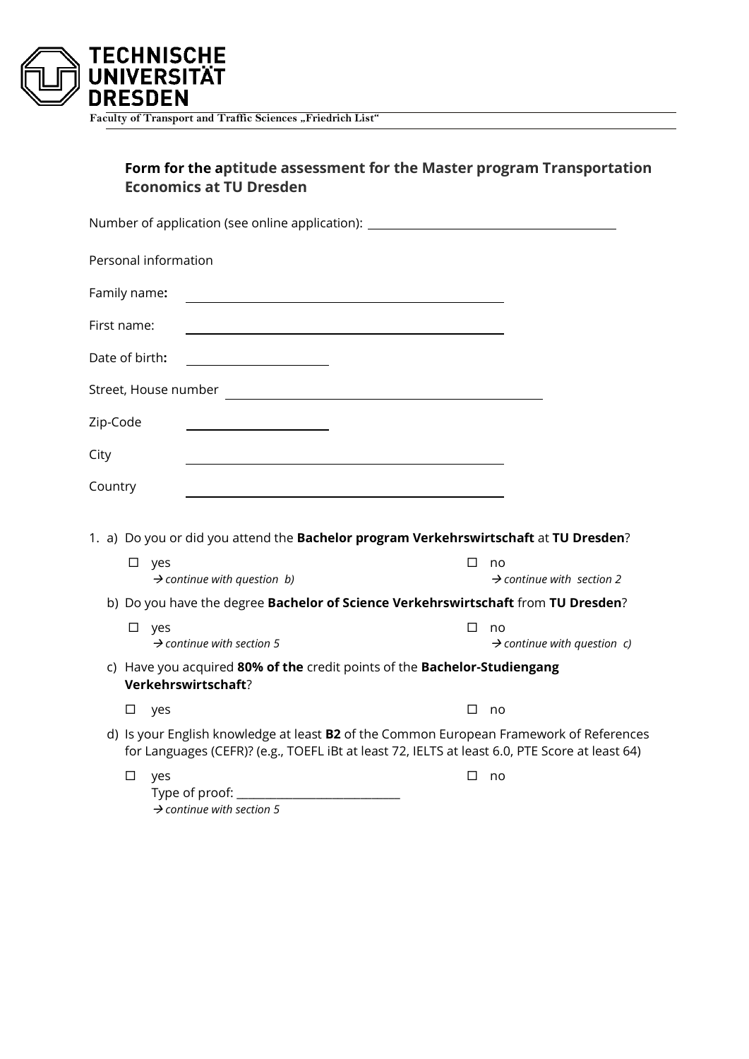TECHNISCHE UNIVERSITÄT DRESDEN

Faculty of Transport and Traffic Sciences „Friedrich List"

# Form for the aptitude assessment for the Master program Transportation Economics at TU Dresden

Number of application (see online application): ______________________________

Personal information

Family name: ______________________________

First name: ______________________________

Date of birth: ______________________________

Street, House number ______________________________

Zip-Code ______________________________

City ______________________________

Country ______________________________

1. a) Do you or did you attend the **Bachelor program Verkehrswirtschaft** at **TU Dresden**?

   ☐ yes
   → *continue with question b)*

   ☐ no
   → *continue with section 2*

   b) Do you have the degree **Bachelor of Science Verkehrswirtschaft** from **TU Dresden**?

   ☐ yes
   → *continue with section 5*

   ☐ no
   → *continue with question c)*

   c) Have you acquired **80% of the** credit points of the **Bachelor-Studiengang Verkehrswirtschaft**?

   ☐ yes

   ☐ no

   d) Is your English knowledge at least **B2** of the Common European Framework of References for Languages (CEFR)? (e.g., TOEFL iBt at least 72, IELTS at least 6.0, PTE Score at least 64)

   ☐ yes
   Type of proof: ______________________________
   → *continue with section 5*

   ☐ no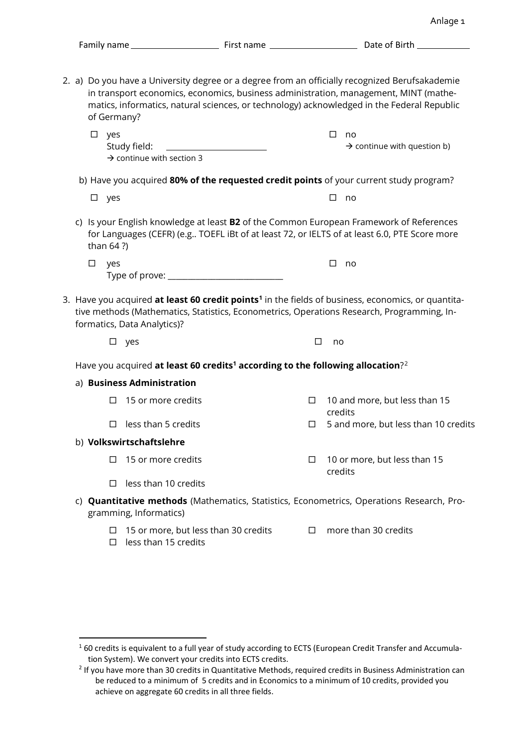Anlage 1

Family name \_\_\_\_\_\_\_\_\_\_\_\_\_\_\_\_\_\_\_\_ First name \_\_\_\_\_\_\_\_\_\_\_\_\_\_\_\_\_\_\_\_ Date of Birth \_\_\_\_\_\_\_\_\_\_\_\_

2. a) Do you have a University degree or a degree from an officially recognized Berufsakademie in transport economics, economics, business administration, management, MINT (mathematics, informatics, natural sciences, or technology) acknowledged in the Federal Republic of Germany?

   ☐ yes
   Study field: \_\_\_\_\_\_\_\_\_\_\_\_\_\_\_\_\_\_\_\_\_\_\_\_
   → continue with section 3

   ☐ no
   → continue with question b)

   b) Have you acquired **80% of the requested credit points** of your current study program?

   ☐ yes ☐ no

   c) Is your English knowledge at least **B2** of the Common European Framework of References for Languages (CEFR) (e.g.. TOEFL iBt of at least 72, or IELTS of at least 6.0, PTE Score more than 64 ?)

   ☐ yes
   Type of prove: \_\_\_\_\_\_\_\_\_\_\_\_\_\_\_\_\_\_\_\_\_\_\_\_\_\_\_\_

   ☐ no

3. Have you acquired **at least 60 credit points**[1] in the fields of business, economics, or quantitative methods (Mathematics, Statistics, Econometrics, Operations Research, Programming, Informatics, Data Analytics)?

   ☐ yes ☐ no

   Have you acquired **at least 60 credits[1] according to the following allocation**?[2]

   a) **Business Administration**

   ☐ 15 or more credits
   ☐ 10 and more, but less than 15 credits
   ☐ less than 5 credits
   ☐ 5 and more, but less than 10 credits

   b) **Volkswirtschaftslehre**

   ☐ 15 or more credits
   ☐ 10 or more, but less than 15 credits
   ☐ less than 10 credits

   c) **Quantitative methods** (Mathematics, Statistics, Econometrics, Operations Research, Programming, Informatics)

   ☐ 15 or more, but less than 30 credits
   ☐ more than 30 credits
   ☐ less than 15 credits

---

[1] 60 credits is equivalent to a full year of study according to ECTS (European Credit Transfer and Accumulation System). We convert your credits into ECTS credits.

[2] If you have more than 30 credits in Quantitative Methods, required credits in Business Administration can be reduced to a minimum of 5 credits and in Economics to a minimum of 10 credits, provided you achieve on aggregate 60 credits in all three fields.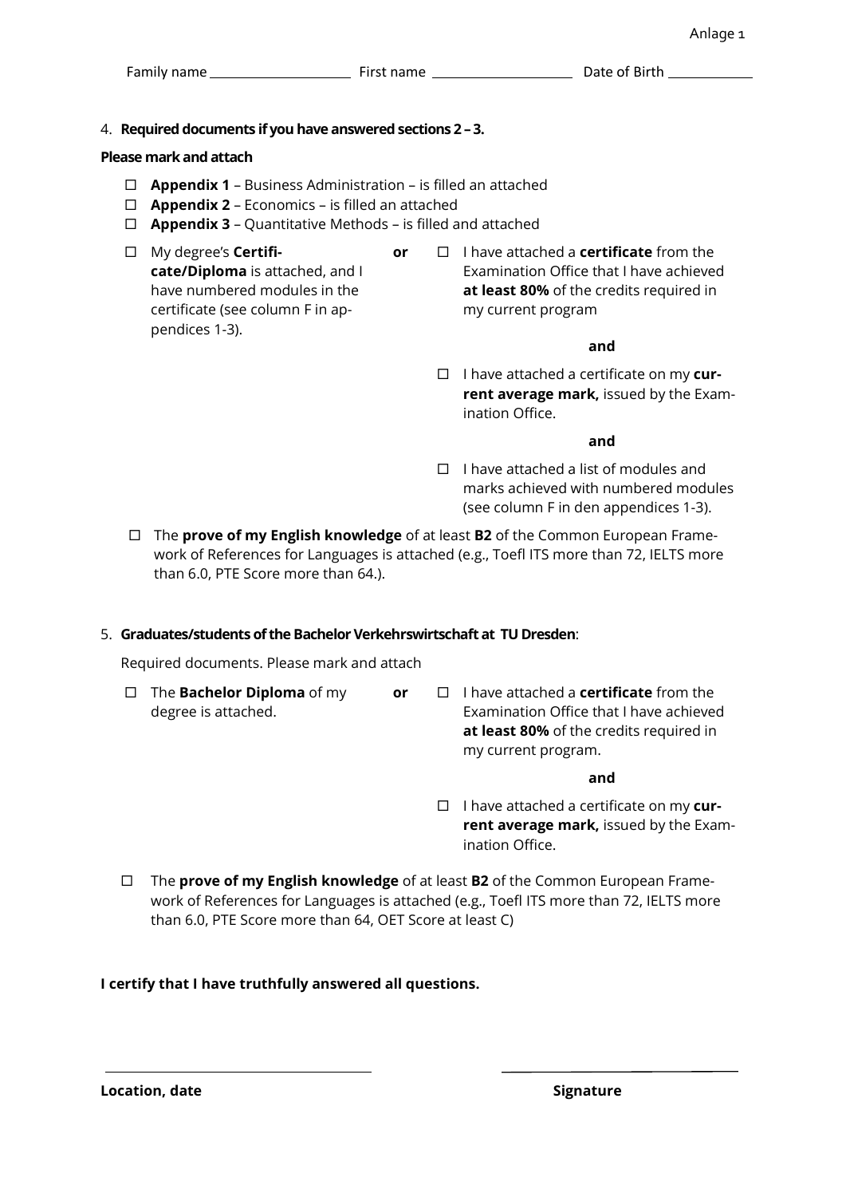Anlage 1

Family name ____________________ First name ____________________ Date of Birth ____________

4. **Required documents if you have answered sections 2 – 3.**

**Please mark and attach**

- ☐ **Appendix 1** – Business Administration – is filled an attached
- ☐ **Appendix 2** – Economics – is filled an attached
- ☐ **Appendix 3** – Quantitative Methods – is filled and attached

| | | |
|---|---|---|
| ☐ My degree's **Certificate/Diploma** is attached, and I have numbered modules in the certificate (see column F in appendices 1-3). | **or** | ☐ I have attached a **certificate** from the Examination Office that I have achieved **at least 80%** of the credits required in my current program<br><br>**and**<br><br>☐ I have attached a certificate on my **current average mark,** issued by the Examination Office.<br><br>**and**<br><br>☐ I have attached a list of modules and marks achieved with numbered modules (see column F in den appendices 1-3). |

☐ The **prove of my English knowledge** of at least **B2** of the Common European Framework of References for Languages is attached (e.g., Toefl ITS more than 72, IELTS more than 6.0, PTE Score more than 64.).

5. **Graduates/students of the Bachelor Verkehrswirtschaft at TU Dresden**:

Required documents. Please mark and attach

| | | |
|---|---|---|
| ☐ The **Bachelor Diploma** of my degree is attached. | **or** | ☐ I have attached a **certificate** from the Examination Office that I have achieved **at least 80%** of the credits required in my current program.<br><br>**and**<br><br>☐ I have attached a certificate on my **current average mark,** issued by the Examination Office. |

☐ The **prove of my English knowledge** of at least **B2** of the Common European Framework of References for Languages is attached (e.g., Toefl ITS more than 72, IELTS more than 6.0, PTE Score more than 64, OET Score at least C)

**I certify that I have truthfully answered all questions.**

________________________________ ________________________________

**Location, date** **Signature**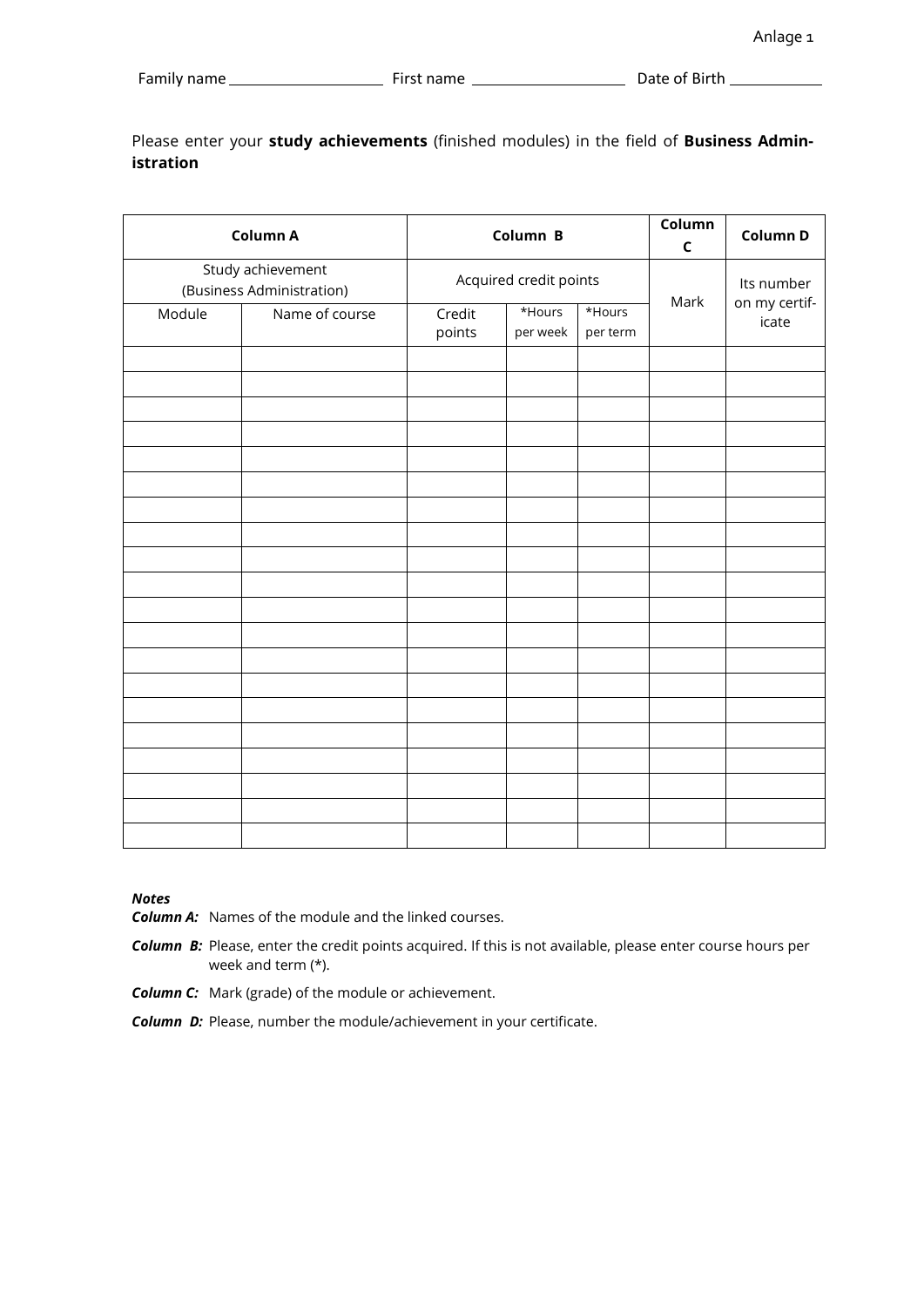Anlage 1

Family name ____________________ First name ____________________ Date of Birth ____________

Please enter your **study achievements** (finished modules) in the field of **Business Administration**

| Column A | | Column B | | | Column C | Column D |
|---|---|---|---|---|---|---|
| Study achievement (Business Administration) | | Acquired credit points | | | Mark | Its number on my certificate |
| Module | Name of course | Credit points | *Hours per week | *Hours per term | | |
| | | | | | | |
| | | | | | | |
| | | | | | | |
| | | | | | | |
| | | | | | | |
| | | | | | | |
| | | | | | | |
| | | | | | | |
| | | | | | | |
| | | | | | | |
| | | | | | | |
| | | | | | | |
| | | | | | | |
| | | | | | | |
| | | | | | | |
| | | | | | | |
| | | | | | | |
| | | | | | | |
| | | | | | | |
| | | | | | | |

***Notes***

***Column A:*** Names of the module and the linked courses.

***Column B:*** Please, enter the credit points acquired. If this is not available, please enter course hours per week and term (*).

***Column C:*** Mark (grade) of the module or achievement.

***Column D:*** Please, number the module/achievement in your certificate.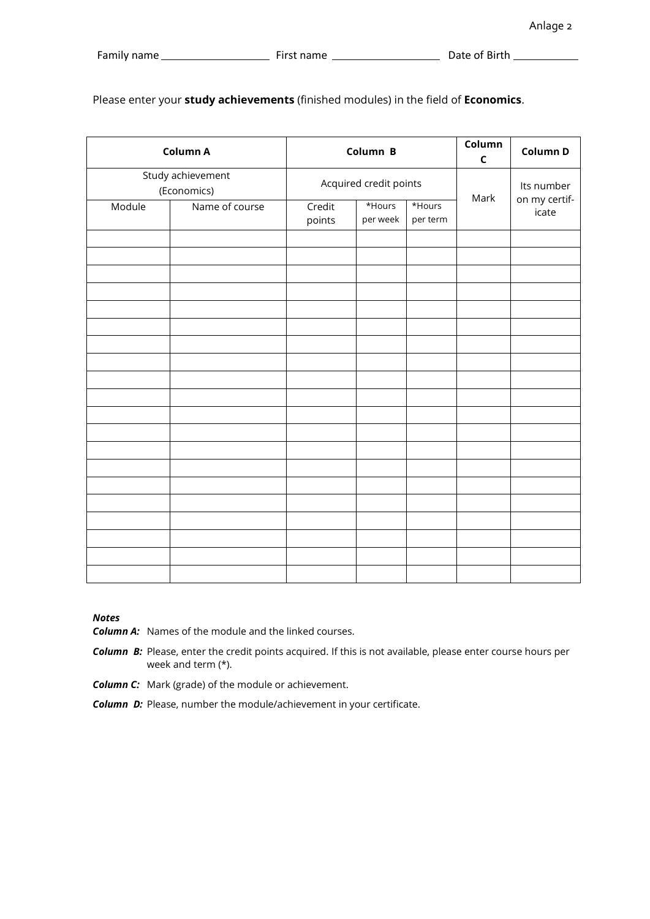Anlage 2

Family name ____________________ First name ____________________ Date of Birth ____________

Please enter your **study achievements** (finished modules) in the field of **Economics**.

| **Column A** | | **Column B** | | | **Column C** | **Column D** |
|---|---|---|---|---|---|---|
| Study achievement (Economics) | | Acquired credit points | | | Mark | Its number on my certif-icate |
| Module | Name of course | Credit points | *Hours per week | *Hours per term | | |
| | | | | | | |
| | | | | | | |
| | | | | | | |
| | | | | | | |
| | | | | | | |
| | | | | | | |
| | | | | | | |
| | | | | | | |
| | | | | | | |
| | | | | | | |
| | | | | | | |
| | | | | | | |
| | | | | | | |
| | | | | | | |
| | | | | | | |
| | | | | | | |
| | | | | | | |
| | | | | | | |
| | | | | | | |
| | | | | | | |

***Notes***

***Column A:*** Names of the module and the linked courses.

***Column B:*** Please, enter the credit points acquired. If this is not available, please enter course hours per week and term (*).

***Column C:*** Mark (grade) of the module or achievement.

***Column D:*** Please, number the module/achievement in your certificate.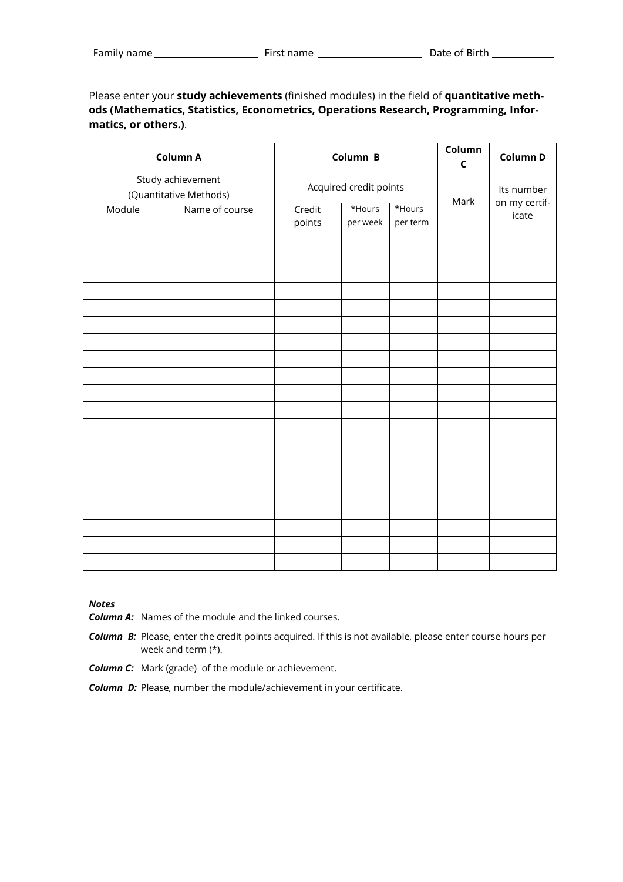Family name \_\_\_\_\_\_\_\_\_\_\_\_\_\_\_\_\_\_\_\_ First name \_\_\_\_\_\_\_\_\_\_\_\_\_\_\_\_\_\_\_\_ Date of Birth \_\_\_\_\_\_\_\_\_\_\_\_

Please enter your **study achievements** (finished modules) in the field of **quantitative methods (Mathematics, Statistics, Econometrics, Operations Research, Programming, Informatics, or others.)**.

| Column A | | Column B | | | Column C | Column D |
|---|---|---|---|---|---|---|
| Study achievement (Quantitative Methods) | | Acquired credit points | | | Mark | Its number on my certificate |
| Module | Name of course | Credit points | *Hours per week | *Hours per term | | |
| | | | | | | |
| | | | | | | |
| | | | | | | |
| | | | | | | |
| | | | | | | |
| | | | | | | |
| | | | | | | |
| | | | | | | |
| | | | | | | |
| | | | | | | |
| | | | | | | |
| | | | | | | |
| | | | | | | |
| | | | | | | |
| | | | | | | |
| | | | | | | |
| | | | | | | |
| | | | | | | |
| | | | | | | |
| | | | | | | |

***Notes***

***Column A:*** Names of the module and the linked courses.

***Column B:*** Please, enter the credit points acquired. If this is not available, please enter course hours per week and term (*).

***Column C:*** Mark (grade) of the module or achievement.

***Column D:*** Please, number the module/achievement in your certificate.